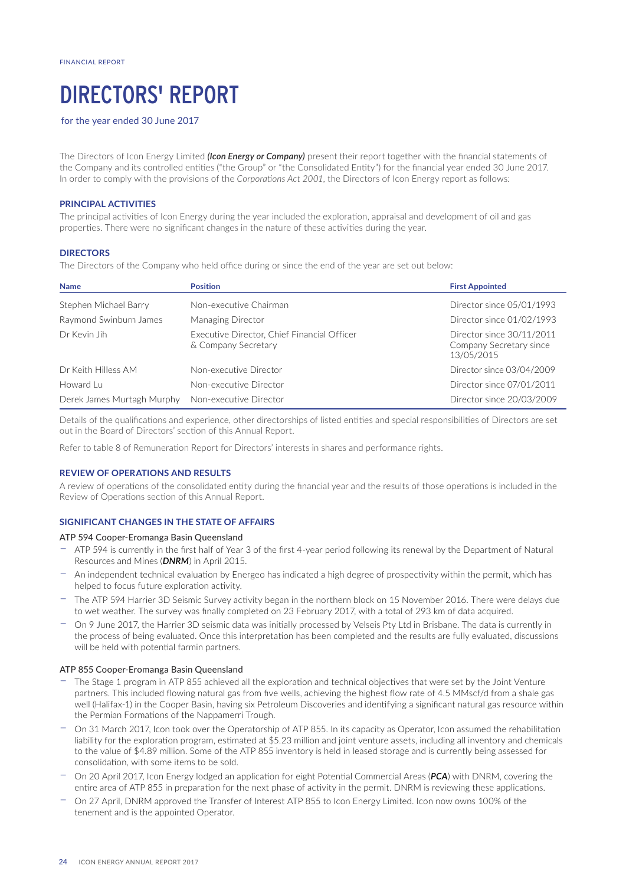FINANCIAL REPORT

# DIRECTORS' REPORT

for the year ended 30 June 2017

The Directors of Icon Energy Limited ***(Icon Energy or Company)*** present their report together with the financial statements of the Company and its controlled entities ("the Group" or "the Consolidated Entity") for the financial year ended 30 June 2017. In order to comply with the provisions of the *Corporations Act 2001*, the Directors of Icon Energy report as follows:

### PRINCIPAL ACTIVITIES

The principal activities of Icon Energy during the year included the exploration, appraisal and development of oil and gas properties. There were no significant changes in the nature of these activities during the year.

### DIRECTORS

The Directors of the Company who held office during or since the end of the year are set out below:

| Name | Position | First Appointed |
|---|---|---|
| Stephen Michael Barry | Non-executive Chairman | Director since 05/01/1993 |
| Raymond Swinburn James | Managing Director | Director since 01/02/1993 |
| Dr Kevin Jih | Executive Director, Chief Financial Officer & Company Secretary | Director since 30/11/2011 Company Secretary since 13/05/2015 |
| Dr Keith Hilless AM | Non-executive Director | Director since 03/04/2009 |
| Howard Lu | Non-executive Director | Director since 07/01/2011 |
| Derek James Murtagh Murphy | Non-executive Director | Director since 20/03/2009 |

Details of the qualifications and experience, other directorships of listed entities and special responsibilities of Directors are set out in the Board of Directors' section of this Annual Report.

Refer to table 8 of Remuneration Report for Directors' interests in shares and performance rights.

### REVIEW OF OPERATIONS AND RESULTS

A review of operations of the consolidated entity during the financial year and the results of those operations is included in the Review of Operations section of this Annual Report.

### SIGNIFICANT CHANGES IN THE STATE OF AFFAIRS

#### ATP 594 Cooper-Eromanga Basin Queensland

- ATP 594 is currently in the first half of Year 3 of the first 4-year period following its renewal by the Department of Natural Resources and Mines (***DNRM***) in April 2015.
- An independent technical evaluation by Energeo has indicated a high degree of prospectivity within the permit, which has helped to focus future exploration activity.
- The ATP 594 Harrier 3D Seismic Survey activity began in the northern block on 15 November 2016. There were delays due to wet weather. The survey was finally completed on 23 February 2017, with a total of 293 km of data acquired.
- On 9 June 2017, the Harrier 3D seismic data was initially processed by Velseis Pty Ltd in Brisbane. The data is currently in the process of being evaluated. Once this interpretation has been completed and the results are fully evaluated, discussions will be held with potential farmin partners.

#### ATP 855 Cooper-Eromanga Basin Queensland

- The Stage 1 program in ATP 855 achieved all the exploration and technical objectives that were set by the Joint Venture partners. This included flowing natural gas from five wells, achieving the highest flow rate of 4.5 MMscf/d from a shale gas well (Halifax-1) in the Cooper Basin, having six Petroleum Discoveries and identifying a significant natural gas resource within the Permian Formations of the Nappamerri Trough.
- On 31 March 2017, Icon took over the Operatorship of ATP 855. In its capacity as Operator, Icon assumed the rehabilitation liability for the exploration program, estimated at $5.23 million and joint venture assets, including all inventory and chemicals to the value of $4.89 million. Some of the ATP 855 inventory is held in leased storage and is currently being assessed for consolidation, with some items to be sold.
- On 20 April 2017, Icon Energy lodged an application for eight Potential Commercial Areas (***PCA***) with DNRM, covering the entire area of ATP 855 in preparation for the next phase of activity in the permit. DNRM is reviewing these applications.
- On 27 April, DNRM approved the Transfer of Interest ATP 855 to Icon Energy Limited. Icon now owns 100% of the tenement and is the appointed Operator.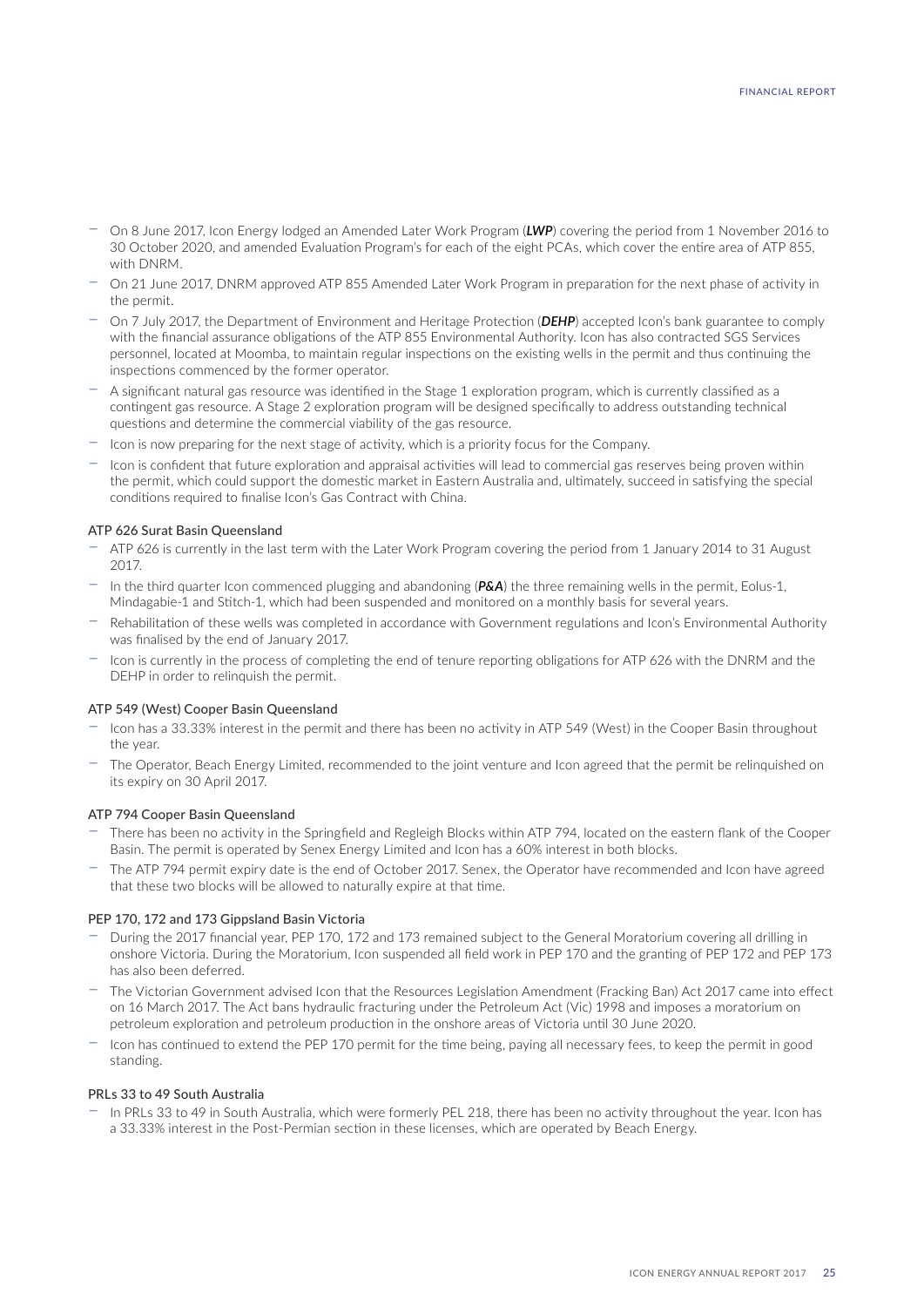- On 8 June 2017, Icon Energy lodged an Amended Later Work Program (***LWP***) covering the period from 1 November 2016 to 30 October 2020, and amended Evaluation Program's for each of the eight PCAs, which cover the entire area of ATP 855, with DNRM.
- On 21 June 2017, DNRM approved ATP 855 Amended Later Work Program in preparation for the next phase of activity in the permit.
- On 7 July 2017, the Department of Environment and Heritage Protection (***DEHP***) accepted Icon's bank guarantee to comply with the financial assurance obligations of the ATP 855 Environmental Authority. Icon has also contracted SGS Services personnel, located at Moomba, to maintain regular inspections on the existing wells in the permit and thus continuing the inspections commenced by the former operator.
- A significant natural gas resource was identified in the Stage 1 exploration program, which is currently classified as a contingent gas resource. A Stage 2 exploration program will be designed specifically to address outstanding technical questions and determine the commercial viability of the gas resource.
- Icon is now preparing for the next stage of activity, which is a priority focus for the Company.
- Icon is confident that future exploration and appraisal activities will lead to commercial gas reserves being proven within the permit, which could support the domestic market in Eastern Australia and, ultimately, succeed in satisfying the special conditions required to finalise Icon's Gas Contract with China.

### ATP 626 Surat Basin Queensland

- ATP 626 is currently in the last term with the Later Work Program covering the period from 1 January 2014 to 31 August 2017.
- In the third quarter Icon commenced plugging and abandoning (***P&A***) the three remaining wells in the permit, Eolus-1, Mindagabie-1 and Stitch-1, which had been suspended and monitored on a monthly basis for several years.
- Rehabilitation of these wells was completed in accordance with Government regulations and Icon's Environmental Authority was finalised by the end of January 2017.
- Icon is currently in the process of completing the end of tenure reporting obligations for ATP 626 with the DNRM and the DEHP in order to relinquish the permit.

### ATP 549 (West) Cooper Basin Queensland

- Icon has a 33.33% interest in the permit and there has been no activity in ATP 549 (West) in the Cooper Basin throughout the year.
- The Operator, Beach Energy Limited, recommended to the joint venture and Icon agreed that the permit be relinquished on its expiry on 30 April 2017.

### ATP 794 Cooper Basin Queensland

- There has been no activity in the Springfield and Regleigh Blocks within ATP 794, located on the eastern flank of the Cooper Basin. The permit is operated by Senex Energy Limited and Icon has a 60% interest in both blocks.
- The ATP 794 permit expiry date is the end of October 2017. Senex, the Operator have recommended and Icon have agreed that these two blocks will be allowed to naturally expire at that time.

### PEP 170, 172 and 173 Gippsland Basin Victoria

- During the 2017 financial year, PEP 170, 172 and 173 remained subject to the General Moratorium covering all drilling in onshore Victoria. During the Moratorium, Icon suspended all field work in PEP 170 and the granting of PEP 172 and PEP 173 has also been deferred.
- The Victorian Government advised Icon that the Resources Legislation Amendment (Fracking Ban) Act 2017 came into effect on 16 March 2017. The Act bans hydraulic fracturing under the Petroleum Act (Vic) 1998 and imposes a moratorium on petroleum exploration and petroleum production in the onshore areas of Victoria until 30 June 2020.
- Icon has continued to extend the PEP 170 permit for the time being, paying all necessary fees, to keep the permit in good standing.

### PRLs 33 to 49 South Australia

- In PRLs 33 to 49 in South Australia, which were formerly PEL 218, there has been no activity throughout the year. Icon has a 33.33% interest in the Post-Permian section in these licenses, which are operated by Beach Energy.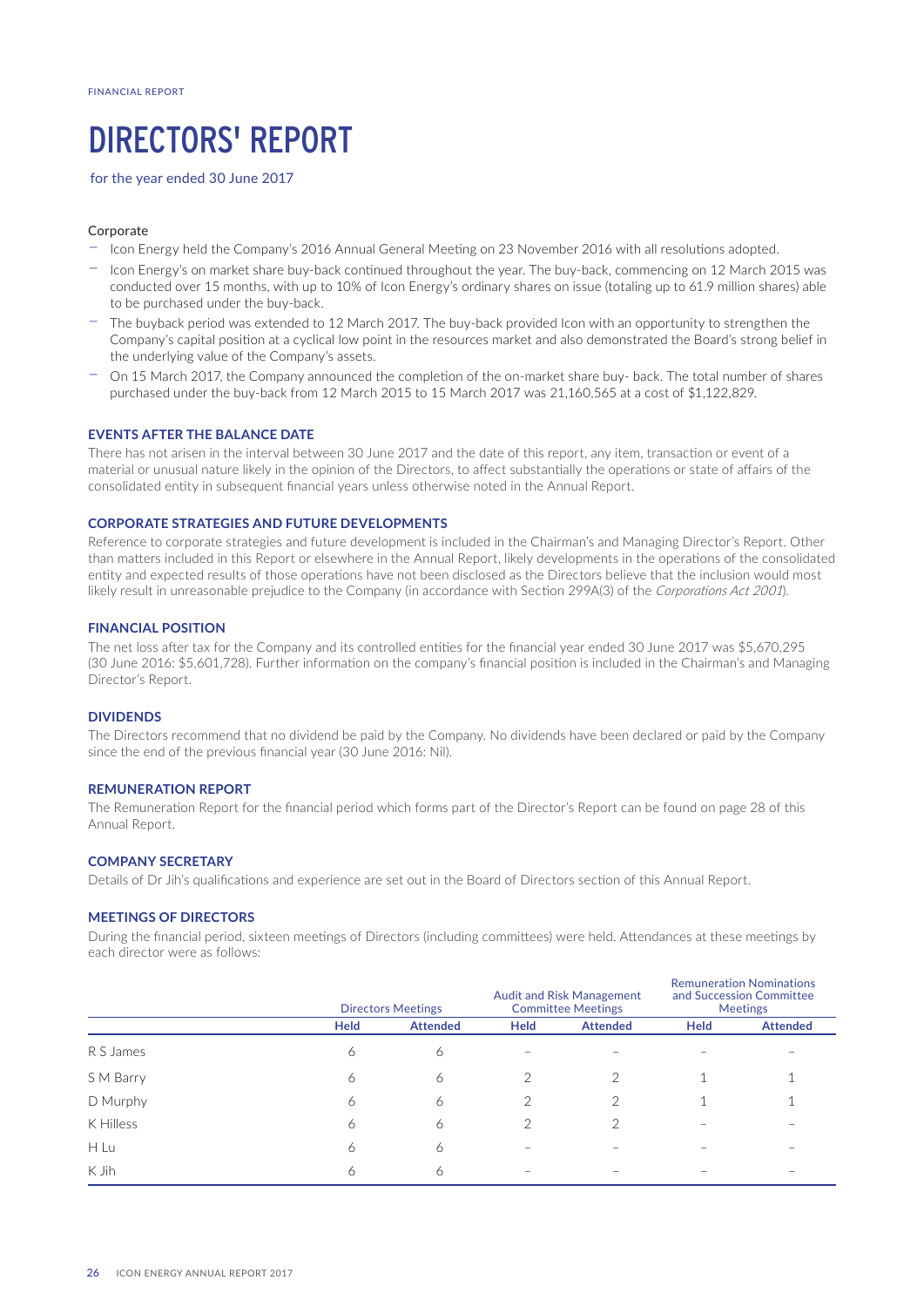FINANCIAL REPORT

# DIRECTORS' REPORT

for the year ended 30 June 2017

Corporate

- Icon Energy held the Company's 2016 Annual General Meeting on 23 November 2016 with all resolutions adopted.
- Icon Energy's on market share buy-back continued throughout the year. The buy-back, commencing on 12 March 2015 was conducted over 15 months, with up to 10% of Icon Energy's ordinary shares on issue (totaling up to 61.9 million shares) able to be purchased under the buy-back.
- The buyback period was extended to 12 March 2017. The buy-back provided Icon with an opportunity to strengthen the Company's capital position at a cyclical low point in the resources market and also demonstrated the Board's strong belief in the underlying value of the Company's assets.
- On 15 March 2017, the Company announced the completion of the on-market share buy- back. The total number of shares purchased under the buy-back from 12 March 2015 to 15 March 2017 was 21,160,565 at a cost of $1,122,829.

## EVENTS AFTER THE BALANCE DATE

There has not arisen in the interval between 30 June 2017 and the date of this report, any item, transaction or event of a material or unusual nature likely in the opinion of the Directors, to affect substantially the operations or state of affairs of the consolidated entity in subsequent financial years unless otherwise noted in the Annual Report.

## CORPORATE STRATEGIES AND FUTURE DEVELOPMENTS

Reference to corporate strategies and future development is included in the Chairman's and Managing Director's Report. Other than matters included in this Report or elsewhere in the Annual Report, likely developments in the operations of the consolidated entity and expected results of those operations have not been disclosed as the Directors believe that the inclusion would most likely result in unreasonable prejudice to the Company (in accordance with Section 299A(3) of the *Corporations Act 2001*).

## FINANCIAL POSITION

The net loss after tax for the Company and its controlled entities for the financial year ended 30 June 2017 was $5,670,295 (30 June 2016: $5,601,728). Further information on the company's financial position is included in the Chairman's and Managing Director's Report.

## DIVIDENDS

The Directors recommend that no dividend be paid by the Company. No dividends have been declared or paid by the Company since the end of the previous financial year (30 June 2016: Nil).

## REMUNERATION REPORT

The Remuneration Report for the financial period which forms part of the Director's Report can be found on page 28 of this Annual Report.

## COMPANY SECRETARY

Details of Dr Jih's qualifications and experience are set out in the Board of Directors section of this Annual Report.

## MEETINGS OF DIRECTORS

During the financial period, sixteen meetings of Directors (including committees) were held. Attendances at these meetings by each director were as follows:

| | Directors Meetings | | Audit and Risk Management Committee Meetings | | Remuneration Nominations and Succession Committee Meetings | |
|---|---|---|---|---|---|---|
| | Held | Attended | Held | Attended | Held | Attended |
| R S James | 6 | 6 | – | – | – | – |
| S M Barry | 6 | 6 | 2 | 2 | 1 | 1 |
| D Murphy | 6 | 6 | 2 | 2 | 1 | 1 |
| K Hilless | 6 | 6 | 2 | 2 | – | – |
| H Lu | 6 | 6 | – | – | – | – |
| K Jih | 6 | 6 | – | – | – | – |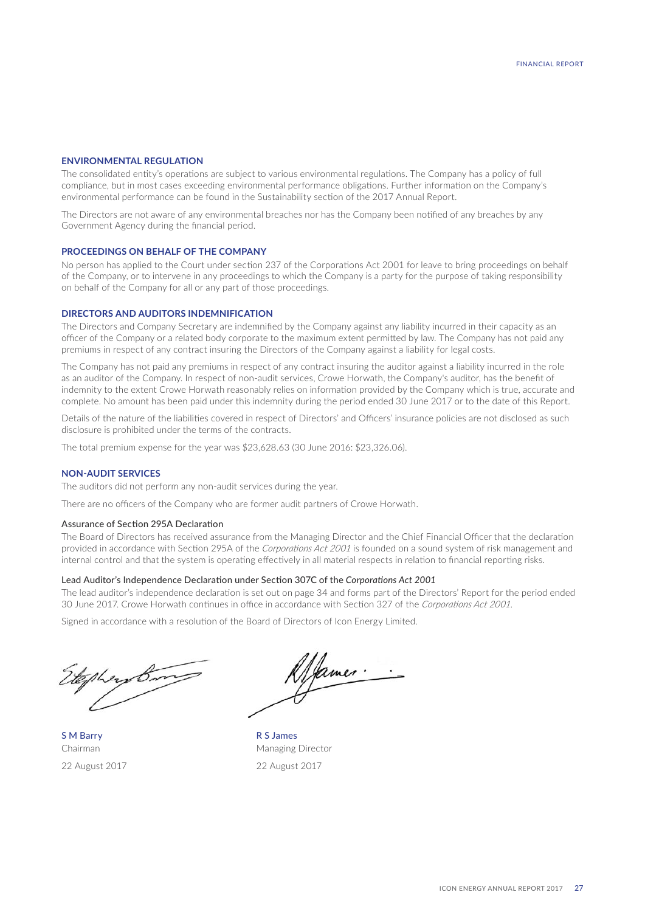## ENVIRONMENTAL REGULATION

The consolidated entity's operations are subject to various environmental regulations. The Company has a policy of full compliance, but in most cases exceeding environmental performance obligations. Further information on the Company's environmental performance can be found in the Sustainability section of the 2017 Annual Report.

The Directors are not aware of any environmental breaches nor has the Company been notified of any breaches by any Government Agency during the financial period.

## PROCEEDINGS ON BEHALF OF THE COMPANY

No person has applied to the Court under section 237 of the Corporations Act 2001 for leave to bring proceedings on behalf of the Company, or to intervene in any proceedings to which the Company is a party for the purpose of taking responsibility on behalf of the Company for all or any part of those proceedings.

## DIRECTORS AND AUDITORS INDEMNIFICATION

The Directors and Company Secretary are indemnified by the Company against any liability incurred in their capacity as an officer of the Company or a related body corporate to the maximum extent permitted by law. The Company has not paid any premiums in respect of any contract insuring the Directors of the Company against a liability for legal costs.

The Company has not paid any premiums in respect of any contract insuring the auditor against a liability incurred in the role as an auditor of the Company. In respect of non-audit services, Crowe Horwath, the Company's auditor, has the benefit of indemnity to the extent Crowe Horwath reasonably relies on information provided by the Company which is true, accurate and complete. No amount has been paid under this indemnity during the period ended 30 June 2017 or to the date of this Report.

Details of the nature of the liabilities covered in respect of Directors' and Officers' insurance policies are not disclosed as such disclosure is prohibited under the terms of the contracts.

The total premium expense for the year was $23,628.63 (30 June 2016: $23,326.06).

## NON-AUDIT SERVICES

The auditors did not perform any non-audit services during the year.

There are no officers of the Company who are former audit partners of Crowe Horwath.

### Assurance of Section 295A Declaration

The Board of Directors has received assurance from the Managing Director and the Chief Financial Officer that the declaration provided in accordance with Section 295A of the *Corporations Act 2001* is founded on a sound system of risk management and internal control and that the system is operating effectively in all material respects in relation to financial reporting risks.

### Lead Auditor's Independence Declaration under Section 307C of the *Corporations Act 2001*

The lead auditor's independence declaration is set out on page 34 and forms part of the Directors' Report for the period ended 30 June 2017. Crowe Horwath continues in office in accordance with Section 327 of the *Corporations Act 2001*.

Signed in accordance with a resolution of the Board of Directors of Icon Energy Limited.

S M Barry
Chairman
22 August 2017

R S James
Managing Director
22 August 2017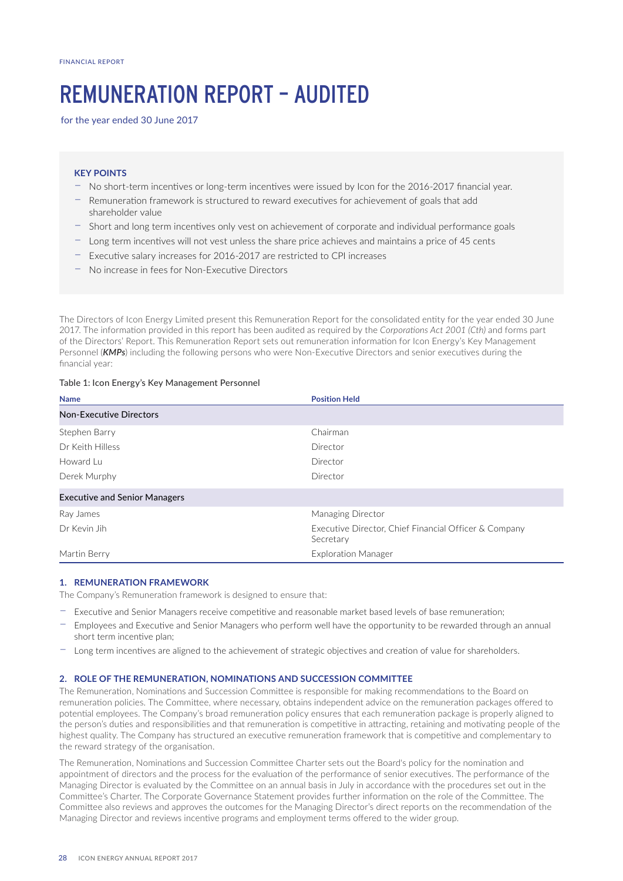FINANCIAL REPORT

# REMUNERATION REPORT – AUDITED

for the year ended 30 June 2017

**KEY POINTS**

- No short-term incentives or long-term incentives were issued by Icon for the 2016-2017 financial year.
- Remuneration framework is structured to reward executives for achievement of goals that add shareholder value
- Short and long term incentives only vest on achievement of corporate and individual performance goals
- Long term incentives will not vest unless the share price achieves and maintains a price of 45 cents
- Executive salary increases for 2016-2017 are restricted to CPI increases
- No increase in fees for Non-Executive Directors

The Directors of Icon Energy Limited present this Remuneration Report for the consolidated entity for the year ended 30 June 2017. The information provided in this report has been audited as required by the *Corporations Act 2001 (Cth)* and forms part of the Directors' Report. This Remuneration Report sets out remuneration information for Icon Energy's Key Management Personnel (***KMPs***) including the following persons who were Non-Executive Directors and senior executives during the financial year:

Table 1: Icon Energy's Key Management Personnel

| Name | Position Held |
|---|---|
| **Non-Executive Directors** | |
| Stephen Barry | Chairman |
| Dr Keith Hilless | Director |
| Howard Lu | Director |
| Derek Murphy | Director |
| **Executive and Senior Managers** | |
| Ray James | Managing Director |
| Dr Kevin Jih | Executive Director, Chief Financial Officer & Company Secretary |
| Martin Berry | Exploration Manager |

### 1. REMUNERATION FRAMEWORK

The Company's Remuneration framework is designed to ensure that:

- Executive and Senior Managers receive competitive and reasonable market based levels of base remuneration;
- Employees and Executive and Senior Managers who perform well have the opportunity to be rewarded through an annual short term incentive plan;
- Long term incentives are aligned to the achievement of strategic objectives and creation of value for shareholders.

### 2. ROLE OF THE REMUNERATION, NOMINATIONS AND SUCCESSION COMMITTEE

The Remuneration, Nominations and Succession Committee is responsible for making recommendations to the Board on remuneration policies. The Committee, where necessary, obtains independent advice on the remuneration packages offered to potential employees. The Company's broad remuneration policy ensures that each remuneration package is properly aligned to the person's duties and responsibilities and that remuneration is competitive in attracting, retaining and motivating people of the highest quality. The Company has structured an executive remuneration framework that is competitive and complementary to the reward strategy of the organisation.

The Remuneration, Nominations and Succession Committee Charter sets out the Board's policy for the nomination and appointment of directors and the process for the evaluation of the performance of senior executives. The performance of the Managing Director is evaluated by the Committee on an annual basis in July in accordance with the procedures set out in the Committee's Charter. The Corporate Governance Statement provides further information on the role of the Committee. The Committee also reviews and approves the outcomes for the Managing Director's direct reports on the recommendation of the Managing Director and reviews incentive programs and employment terms offered to the wider group.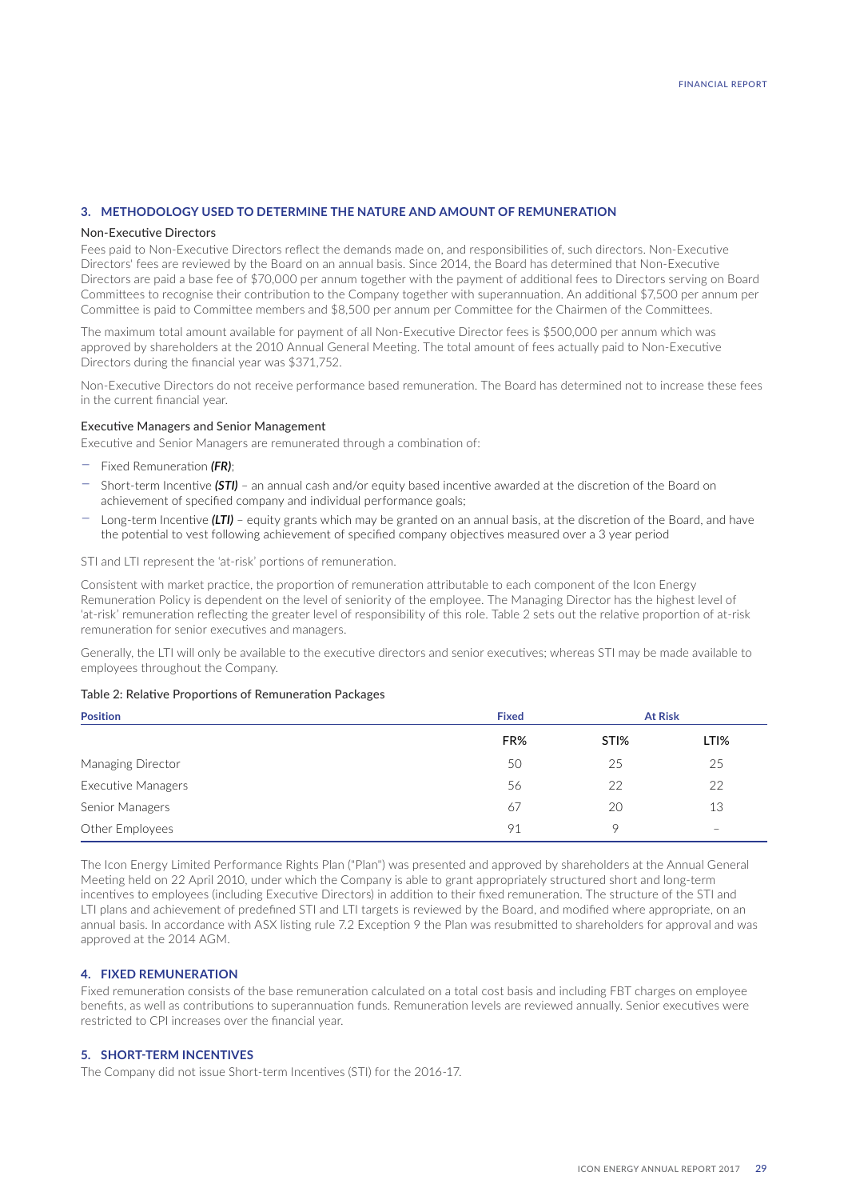## 3. METHODOLOGY USED TO DETERMINE THE NATURE AND AMOUNT OF REMUNERATION

### Non-Executive Directors

Fees paid to Non-Executive Directors reflect the demands made on, and responsibilities of, such directors. Non-Executive Directors' fees are reviewed by the Board on an annual basis. Since 2014, the Board has determined that Non-Executive Directors are paid a base fee of $70,000 per annum together with the payment of additional fees to Directors serving on Board Committees to recognise their contribution to the Company together with superannuation. An additional $7,500 per annum per Committee is paid to Committee members and $8,500 per annum per Committee for the Chairmen of the Committees.

The maximum total amount available for payment of all Non-Executive Director fees is $500,000 per annum which was approved by shareholders at the 2010 Annual General Meeting. The total amount of fees actually paid to Non-Executive Directors during the financial year was $371,752.

Non-Executive Directors do not receive performance based remuneration. The Board has determined not to increase these fees in the current financial year.

### Executive Managers and Senior Management

Executive and Senior Managers are remunerated through a combination of:

- Fixed Remuneration ***(FR)***;
- Short-term Incentive ***(STI)*** – an annual cash and/or equity based incentive awarded at the discretion of the Board on achievement of specified company and individual performance goals;
- Long-term Incentive ***(LTI)*** – equity grants which may be granted on an annual basis, at the discretion of the Board, and have the potential to vest following achievement of specified company objectives measured over a 3 year period

STI and LTI represent the 'at-risk' portions of remuneration.

Consistent with market practice, the proportion of remuneration attributable to each component of the Icon Energy Remuneration Policy is dependent on the level of seniority of the employee. The Managing Director has the highest level of 'at-risk' remuneration reflecting the greater level of responsibility of this role. Table 2 sets out the relative proportion of at-risk remuneration for senior executives and managers.

Generally, the LTI will only be available to the executive directors and senior executives; whereas STI may be made available to employees throughout the Company.

Table 2: Relative Proportions of Remuneration Packages

| Position | Fixed | At Risk | |
|---|---|---|---|
| | FR% | STI% | LTI% |
| Managing Director | 50 | 25 | 25 |
| Executive Managers | 56 | 22 | 22 |
| Senior Managers | 67 | 20 | 13 |
| Other Employees | 91 | 9 | – |

The Icon Energy Limited Performance Rights Plan ("Plan") was presented and approved by shareholders at the Annual General Meeting held on 22 April 2010, under which the Company is able to grant appropriately structured short and long-term incentives to employees (including Executive Directors) in addition to their fixed remuneration. The structure of the STI and LTI plans and achievement of predefined STI and LTI targets is reviewed by the Board, and modified where appropriate, on an annual basis. In accordance with ASX listing rule 7.2 Exception 9 the Plan was resubmitted to shareholders for approval and was approved at the 2014 AGM.

## 4. FIXED REMUNERATION

Fixed remuneration consists of the base remuneration calculated on a total cost basis and including FBT charges on employee benefits, as well as contributions to superannuation funds. Remuneration levels are reviewed annually. Senior executives were restricted to CPI increases over the financial year.

## 5. SHORT-TERM INCENTIVES

The Company did not issue Short-term Incentives (STI) for the 2016-17.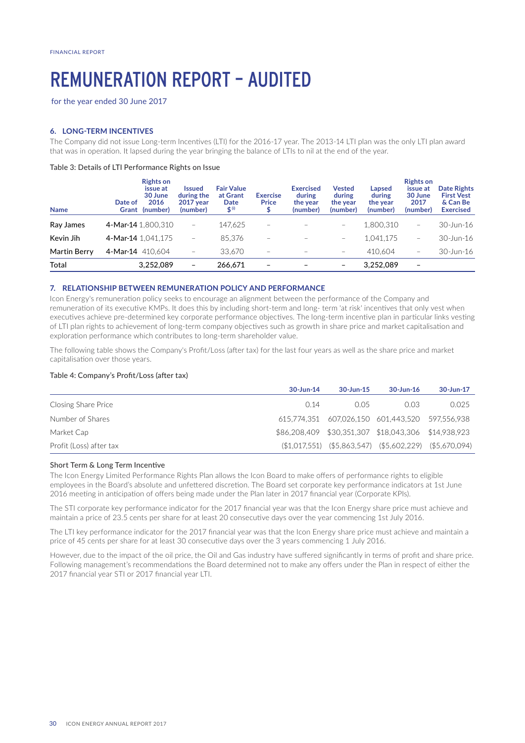FINANCIAL REPORT

# REMUNERATION REPORT – AUDITED

for the year ended 30 June 2017

### 6. LONG-TERM INCENTIVES

The Company did not issue Long-term Incentives (LTI) for the 2016-17 year. The 2013-14 LTI plan was the only LTI plan award that was in operation. It lapsed during the year bringing the balance of LTIs to nil at the end of the year.

Table 3: Details of LTI Performance Rights on Issue

| Name | Date of Grant | Rights on issue at 30 June 2016 (number) | Issued during the 2017 year (number) | Fair Value at Grant Date $ (i) | Exercise Price $ | Exercised during the year (number) | Vested during the year (number) | Lapsed during the year (number) | Rights on issue at 30 June 2017 (number) | Date Rights First Vest & Can Be Exercised |
|---|---|---|---|---|---|---|---|---|---|---|
| Ray James | 4-Mar-14 | 1,800,310 | – | 147,625 | – | – | – | 1,800,310 | – | 30-Jun-16 |
| Kevin Jih | 4-Mar-14 | 1,041,175 | – | 85,376 | – | – | – | 1,041,175 | – | 30-Jun-16 |
| Martin Berry | 4-Mar-14 | 410,604 | – | 33,670 | – | – | – | 410,604 | – | 30-Jun-16 |
| Total | | 3,252,089 | – | 266,671 | – | – | – | 3,252,089 | – | |

### 7. RELATIONSHIP BETWEEN REMUNERATION POLICY AND PERFORMANCE

Icon Energy's remuneration policy seeks to encourage an alignment between the performance of the Company and remuneration of its executive KMPs. It does this by including short-term and long- term 'at risk' incentives that only vest when executives achieve pre-determined key corporate performance objectives. The long-term incentive plan in particular links vesting of LTI plan rights to achievement of long-term company objectives such as growth in share price and market capitalisation and exploration performance which contributes to long-term shareholder value.

The following table shows the Company's Profit/Loss (after tax) for the last four years as well as the share price and market capitalisation over those years.

Table 4: Company's Profit/Loss (after tax)

| | 30-Jun-14 | 30-Jun-15 | 30-Jun-16 | 30-Jun-17 |
|---|---|---|---|---|
| Closing Share Price | 0.14 | 0.05 | 0.03 | 0.025 |
| Number of Shares | 615,774,351 | 607,026,150 | 601,443,520 | 597,556,938 |
| Market Cap | $86,208,409 | $30,351,307 | $18,043,306 | $14,938,923 |
| Profit (Loss) after tax | ($1,017,551) | ($5,863,547) | ($5,602,229) | ($5,670,094) |

#### Short Term & Long Term Incentive

The Icon Energy Limited Performance Rights Plan allows the Icon Board to make offers of performance rights to eligible employees in the Board's absolute and unfettered discretion. The Board set corporate key performance indicators at 1st June 2016 meeting in anticipation of offers being made under the Plan later in 2017 financial year (Corporate KPIs).

The STI corporate key performance indicator for the 2017 financial year was that the Icon Energy share price must achieve and maintain a price of 23.5 cents per share for at least 20 consecutive days over the year commencing 1st July 2016.

The LTI key performance indicator for the 2017 financial year was that the Icon Energy share price must achieve and maintain a price of 45 cents per share for at least 30 consecutive days over the 3 years commencing 1 July 2016.

However, due to the impact of the oil price, the Oil and Gas industry have suffered significantly in terms of profit and share price. Following management's recommendations the Board determined not to make any offers under the Plan in respect of either the 2017 financial year STI or 2017 financial year LTI.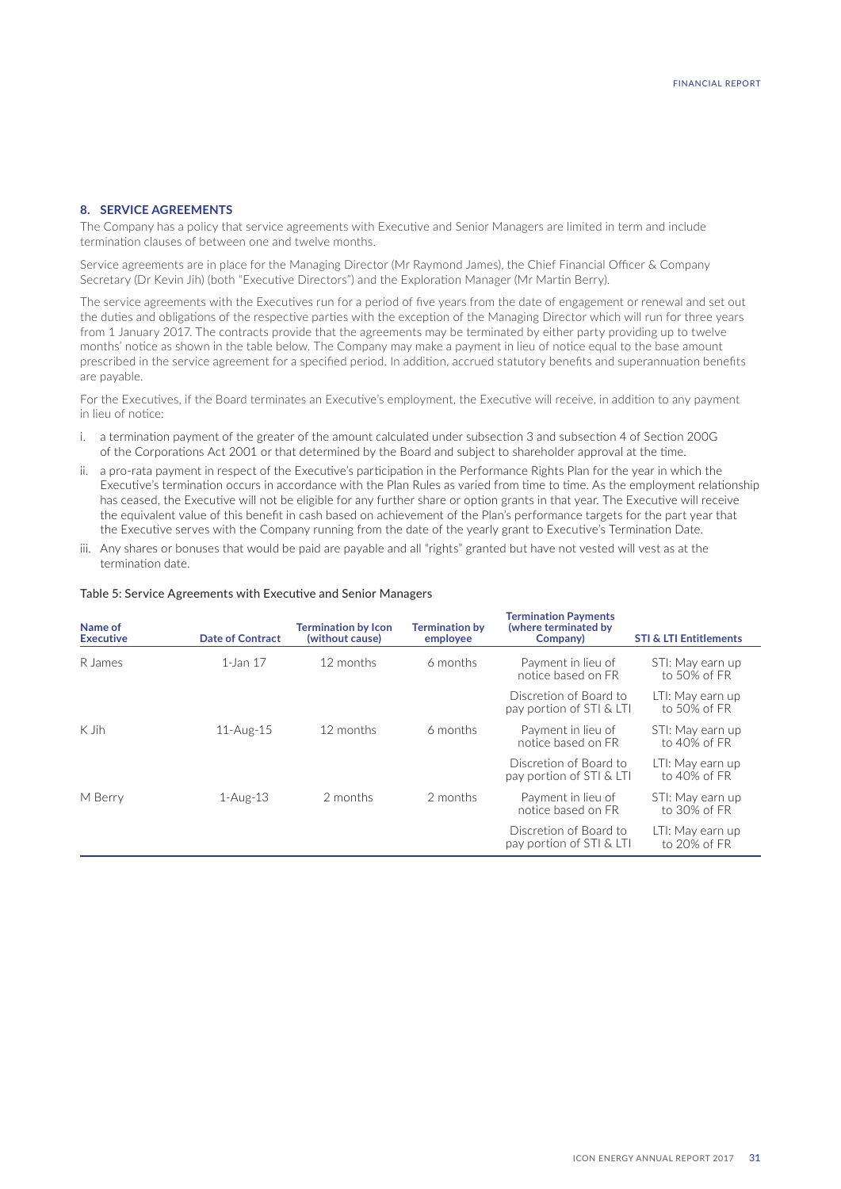## 8. SERVICE AGREEMENTS

The Company has a policy that service agreements with Executive and Senior Managers are limited in term and include termination clauses of between one and twelve months.

Service agreements are in place for the Managing Director (Mr Raymond James), the Chief Financial Officer & Company Secretary (Dr Kevin Jih) (both "Executive Directors") and the Exploration Manager (Mr Martin Berry).

The service agreements with the Executives run for a period of five years from the date of engagement or renewal and set out the duties and obligations of the respective parties with the exception of the Managing Director which will run for three years from 1 January 2017. The contracts provide that the agreements may be terminated by either party providing up to twelve months' notice as shown in the table below. The Company may make a payment in lieu of notice equal to the base amount prescribed in the service agreement for a specified period. In addition, accrued statutory benefits and superannuation benefits are payable.

For the Executives, if the Board terminates an Executive's employment, the Executive will receive, in addition to any payment in lieu of notice:

i. a termination payment of the greater of the amount calculated under subsection 3 and subsection 4 of Section 200G of the Corporations Act 2001 or that determined by the Board and subject to shareholder approval at the time.

ii. a pro-rata payment in respect of the Executive's participation in the Performance Rights Plan for the year in which the Executive's termination occurs in accordance with the Plan Rules as varied from time to time. As the employment relationship has ceased, the Executive will not be eligible for any further share or option grants in that year. The Executive will receive the equivalent value of this benefit in cash based on achievement of the Plan's performance targets for the part year that the Executive serves with the Company running from the date of the yearly grant to Executive's Termination Date.

iii. Any shares or bonuses that would be paid are payable and all "rights" granted but have not vested will vest as at the termination date.

Table 5: Service Agreements with Executive and Senior Managers

| Name of Executive | Date of Contract | Termination by Icon (without cause) | Termination by employee | Termination Payments (where terminated by Company) | STI & LTI Entitlements |
|---|---|---|---|---|---|
| R James | 1-Jan 17 | 12 months | 6 months | Payment in lieu of notice based on FR | STI: May earn up to 50% of FR |
| | | | | Discretion of Board to pay portion of STI & LTI | LTI: May earn up to 50% of FR |
| K Jih | 11-Aug-15 | 12 months | 6 months | Payment in lieu of notice based on FR | STI: May earn up to 40% of FR |
| | | | | Discretion of Board to pay portion of STI & LTI | LTI: May earn up to 40% of FR |
| M Berry | 1-Aug-13 | 2 months | 2 months | Payment in lieu of notice based on FR | STI: May earn up to 30% of FR |
| | | | | Discretion of Board to pay portion of STI & LTI | LTI: May earn up to 20% of FR |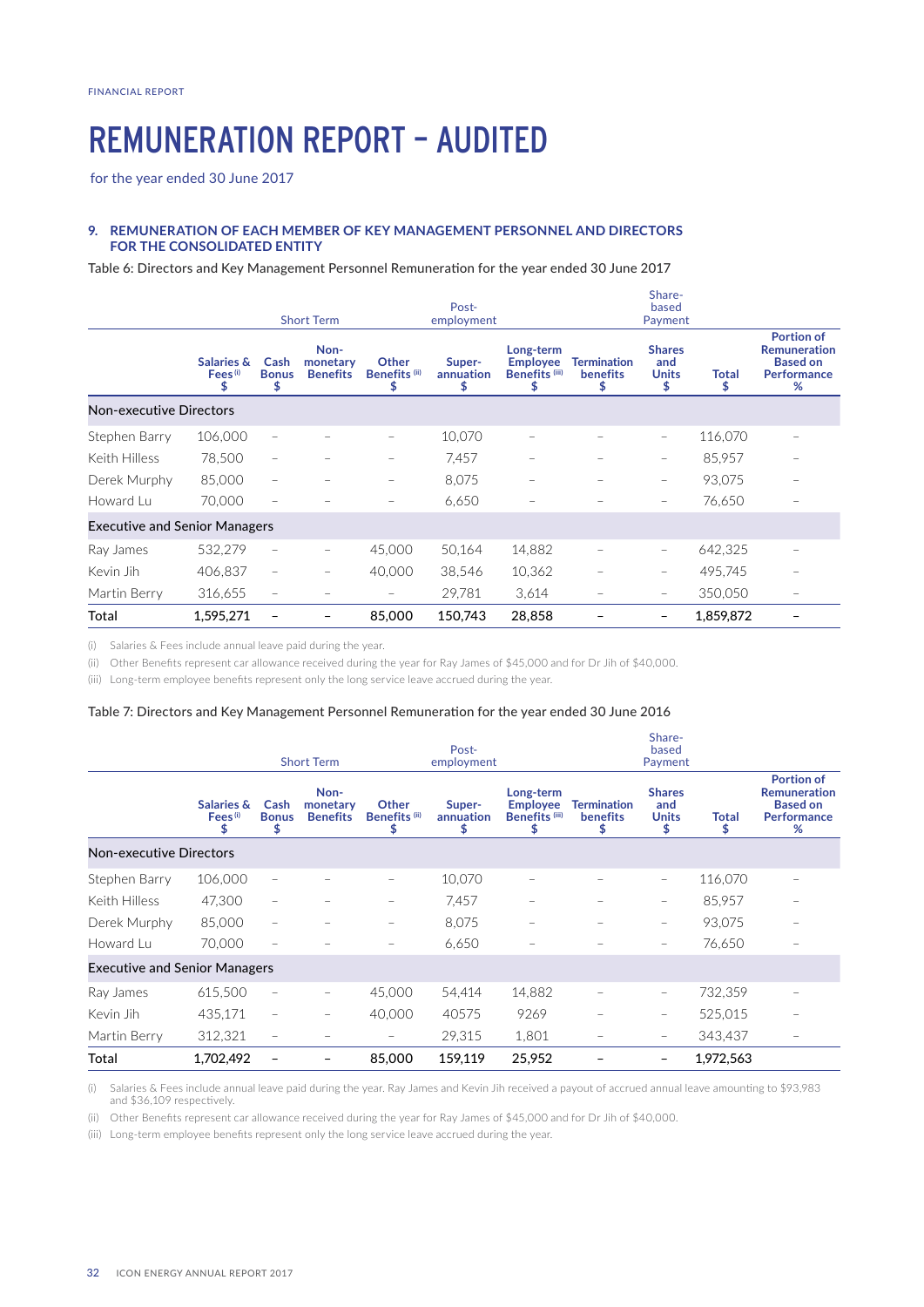FINANCIAL REPORT

# REMUNERATION REPORT – AUDITED

for the year ended 30 June 2017

### 9. REMUNERATION OF EACH MEMBER OF KEY MANAGEMENT PERSONNEL AND DIRECTORS FOR THE CONSOLIDATED ENTITY

Table 6: Directors and Key Management Personnel Remuneration for the year ended 30 June 2017

| | Short Term | | | | Post-employment | | | Share-based Payment | | |
|---|---|---|---|---|---|---|---|---|---|---|
| | Salaries & Fees [i] $ | Cash Bonus $ | Non-monetary Benefits | Other Benefits [ii] $ | Super-annuation $ | Long-term Employee Benefits [iii] $ | Termination benefits $ | Shares and Units $ | Total $ | Portion of Remuneration Based on Performance % |
| **Non-executive Directors** | | | | | | | | | | |
| Stephen Barry | 106,000 | – | – | – | 10,070 | – | – | – | 116,070 | – |
| Keith Hilless | 78,500 | – | – | – | 7,457 | – | – | – | 85,957 | – |
| Derek Murphy | 85,000 | – | – | – | 8,075 | – | – | – | 93,075 | – |
| Howard Lu | 70,000 | – | – | – | 6,650 | – | – | – | 76,650 | – |
| **Executive and Senior Managers** | | | | | | | | | | |
| Ray James | 532,279 | – | – | 45,000 | 50,164 | 14,882 | – | – | 642,325 | – |
| Kevin Jih | 406,837 | – | – | 40,000 | 38,546 | 10,362 | – | – | 495,745 | – |
| Martin Berry | 316,655 | – | – | – | 29,781 | 3,614 | – | – | 350,050 | – |
| **Total** | **1,595,271** | **–** | **–** | **85,000** | **150,743** | **28,858** | **–** | **–** | **1,859,872** | **–** |

(i) Salaries & Fees include annual leave paid during the year.

(ii) Other Benefits represent car allowance received during the year for Ray James of $45,000 and for Dr Jih of $40,000.

(iii) Long-term employee benefits represent only the long service leave accrued during the year.

Table 7: Directors and Key Management Personnel Remuneration for the year ended 30 June 2016

| | Short Term | | | | Post-employment | | | Share-based Payment | | |
|---|---|---|---|---|---|---|---|---|---|---|
| | Salaries & Fees [i] $ | Cash Bonus $ | Non-monetary Benefits | Other Benefits [ii] $ | Super-annuation $ | Long-term Employee Benefits [iii] $ | Termination benefits $ | Shares and Units $ | Total $ | Portion of Remuneration Based on Performance % |
| **Non-executive Directors** | | | | | | | | | | |
| Stephen Barry | 106,000 | – | – | – | 10,070 | – | – | – | 116,070 | – |
| Keith Hilless | 47,300 | – | – | – | 7,457 | – | – | – | 85,957 | – |
| Derek Murphy | 85,000 | – | – | – | 8,075 | – | – | – | 93,075 | – |
| Howard Lu | 70,000 | – | – | – | 6,650 | – | – | – | 76,650 | – |
| **Executive and Senior Managers** | | | | | | | | | | |
| Ray James | 615,500 | – | – | 45,000 | 54,414 | 14,882 | – | – | 732,359 | – |
| Kevin Jih | 435,171 | – | – | 40,000 | 40575 | 9269 | – | – | 525,015 | – |
| Martin Berry | 312,321 | – | – | – | 29,315 | 1,801 | – | – | 343,437 | – |
| **Total** | **1,702,492** | **–** | **–** | **85,000** | **159,119** | **25,952** | **–** | **–** | **1,972,563** | |

(i) Salaries & Fees include annual leave paid during the year. Ray James and Kevin Jih received a payout of accrued annual leave amounting to $93,983 and $36,109 respectively.

(ii) Other Benefits represent car allowance received during the year for Ray James of $45,000 and for Dr Jih of $40,000.

(iii) Long-term employee benefits represent only the long service leave accrued during the year.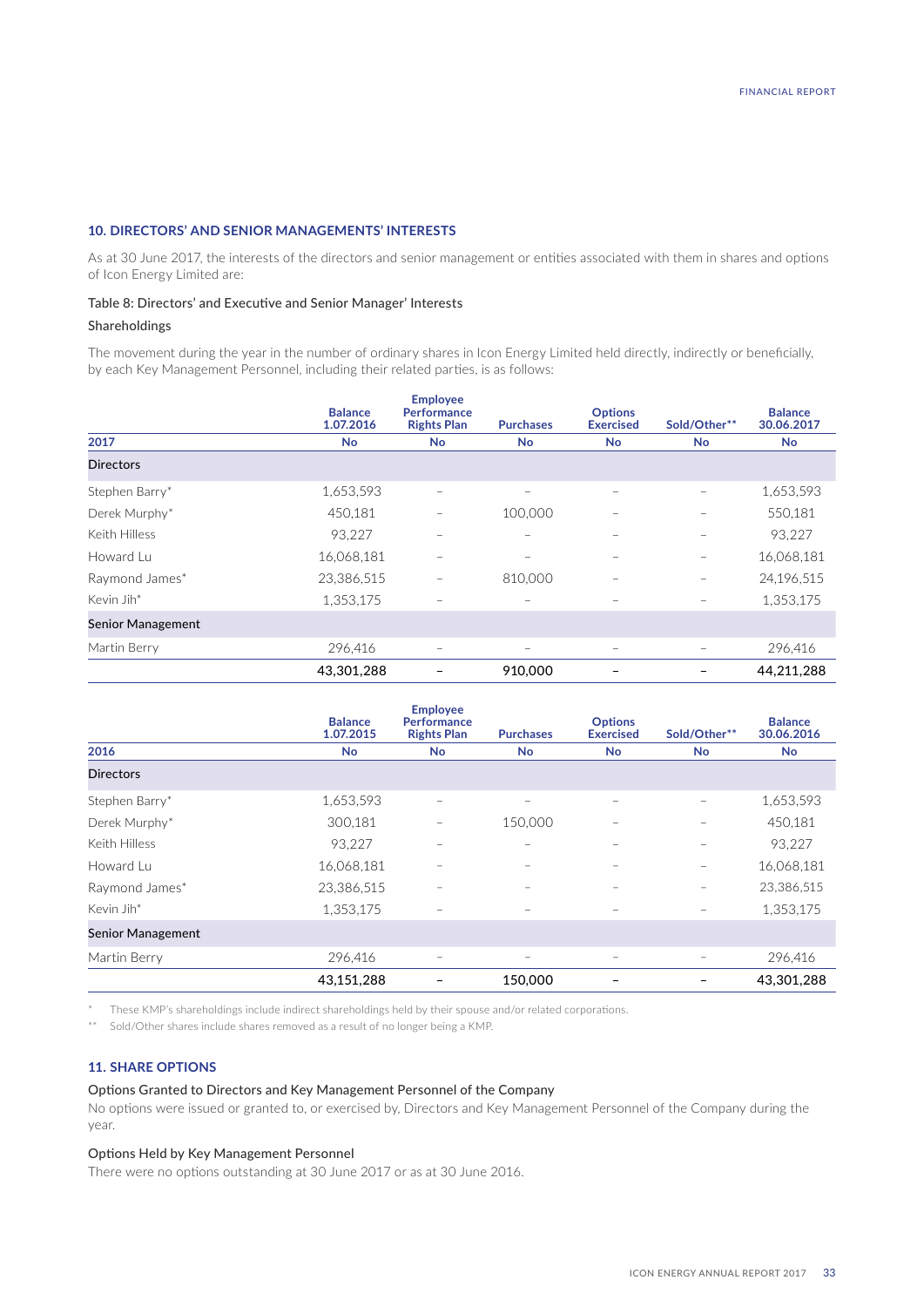## 10. DIRECTORS' AND SENIOR MANAGEMENTS' INTERESTS

As at 30 June 2017, the interests of the directors and senior management or entities associated with them in shares and options of Icon Energy Limited are:

### Table 8: Directors' and Executive and Senior Manager' Interests

#### Shareholdings

The movement during the year in the number of ordinary shares in Icon Energy Limited held directly, indirectly or beneficially, by each Key Management Personnel, including their related parties, is as follows:

| | Balance 1.07.2016 | Employee Performance Rights Plan | Purchases | Options Exercised | Sold/Other** | Balance 30.06.2017 |
|---|---|---|---|---|---|---|
| **2017** | **No** | **No** | **No** | **No** | **No** | **No** |
| **Directors** | | | | | | |
| Stephen Barry* | 1,653,593 | – | – | – | – | 1,653,593 |
| Derek Murphy* | 450,181 | – | 100,000 | – | – | 550,181 |
| Keith Hilless | 93,227 | – | – | – | – | 93,227 |
| Howard Lu | 16,068,181 | – | – | – | – | 16,068,181 |
| Raymond James* | 23,386,515 | – | 810,000 | – | – | 24,196,515 |
| Kevin Jih* | 1,353,175 | – | – | – | – | 1,353,175 |
| **Senior Management** | | | | | | |
| Martin Berry | 296,416 | – | – | – | – | 296,416 |
| | **43,301,288** | **–** | **910,000** | **–** | **–** | **44,211,288** |

| | Balance 1.07.2015 | Employee Performance Rights Plan | Purchases | Options Exercised | Sold/Other** | Balance 30.06.2016 |
|---|---|---|---|---|---|---|
| **2016** | **No** | **No** | **No** | **No** | **No** | **No** |
| **Directors** | | | | | | |
| Stephen Barry* | 1,653,593 | – | – | – | – | 1,653,593 |
| Derek Murphy* | 300,181 | – | 150,000 | – | – | 450,181 |
| Keith Hilless | 93,227 | – | – | – | – | 93,227 |
| Howard Lu | 16,068,181 | – | – | – | – | 16,068,181 |
| Raymond James* | 23,386,515 | – | – | – | – | 23,386,515 |
| Kevin Jih* | 1,353,175 | – | – | – | – | 1,353,175 |
| **Senior Management** | | | | | | |
| Martin Berry | 296,416 | – | – | – | – | 296,416 |
| | **43,151,288** | **–** | **150,000** | **–** | **–** | **43,301,288** |

\* These KMP's shareholdings include indirect shareholdings held by their spouse and/or related corporations.

\** Sold/Other shares include shares removed as a result of no longer being a KMP.

## 11. SHARE OPTIONS

### Options Granted to Directors and Key Management Personnel of the Company

No options were issued or granted to, or exercised by, Directors and Key Management Personnel of the Company during the year.

### Options Held by Key Management Personnel

There were no options outstanding at 30 June 2017 or as at 30 June 2016.